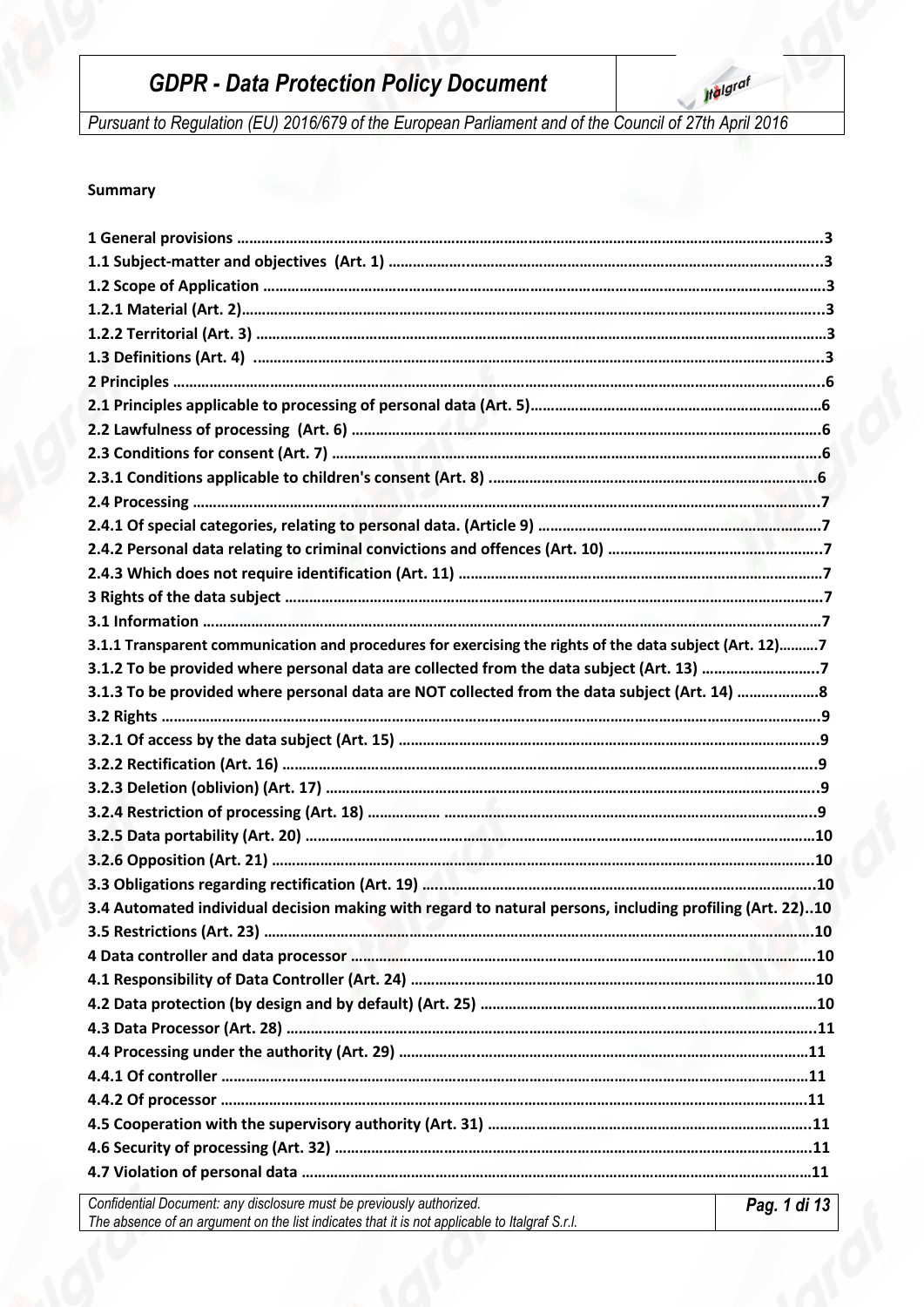# GDPR - Data Protection Policy Document

*Pursuant to Regulation (EU) 2016/679 of the European Parliament and of the Council of 27th April 2016*

**Summary**

**1 General provisions** ..... 3
**1.1 Subject-matter and objectives (Art. 1)** ..... 3
**1.2 Scope of Application** ..... 3
**1.2.1 Material (Art. 2)** ..... 3
**1.2.2 Territorial (Art. 3)** ..... 3
**1.3 Definitions (Art. 4)** ..... 3
**2 Principles** ..... 6
**2.1 Principles applicable to processing of personal data (Art. 5)** ..... 6
**2.2 Lawfulness of processing (Art. 6)** ..... 6
**2.3 Conditions for consent (Art. 7)** ..... 6
**2.3.1 Conditions applicable to children's consent (Art. 8)** ..... 6
**2.4 Processing** ..... 7
**2.4.1 Of special categories, relating to personal data. (Article 9)** ..... 7
**2.4.2 Personal data relating to criminal convictions and offences (Art. 10)** ..... 7
**2.4.3 Which does not require identification (Art. 11)** ..... 7
**3 Rights of the data subject** ..... 7
**3.1 Information** ..... 7
**3.1.1 Transparent communication and procedures for exercising the rights of the data subject (Art. 12)** ..... 7
**3.1.2 To be provided where personal data are collected from the data subject (Art. 13)** ..... 7
**3.1.3 To be provided where personal data are NOT collected from the data subject (Art. 14)** ..... 8
**3.2 Rights** ..... 9
**3.2.1 Of access by the data subject (Art. 15)** ..... 9
**3.2.2 Rectification (Art. 16)** ..... 9
**3.2.3 Deletion (oblivion) (Art. 17)** ..... 9
**3.2.4 Restriction of processing (Art. 18)** ..... 9
**3.2.5 Data portability (Art. 20)** ..... 10
**3.2.6 Opposition (Art. 21)** ..... 10
**3.3 Obligations regarding rectification (Art. 19)** ..... 10
**3.4 Automated individual decision making with regard to natural persons, including profiling (Art. 22)** ..... 10
**3.5 Restrictions (Art. 23)** ..... 10
**4 Data controller and data processor** ..... 10
**4.1 Responsibility of Data Controller (Art. 24)** ..... 10
**4.2 Data protection (by design and by default) (Art. 25)** ..... 10
**4.3 Data Processor (Art. 28)** ..... 11
**4.4 Processing under the authority (Art. 29)** ..... 11
**4.4.1 Of controller** ..... 11
**4.4.2 Of processor** ..... 11
**4.5 Cooperation with the supervisory authority (Art. 31)** ..... 11
**4.6 Security of processing (Art. 32)** ..... 11
**4.7 Violation of personal data** ..... 11

*Confidential Document: any disclosure must be previously authorized.*
*The absence of an argument on the list indicates that it is not applicable to Italgraf S.r.l.*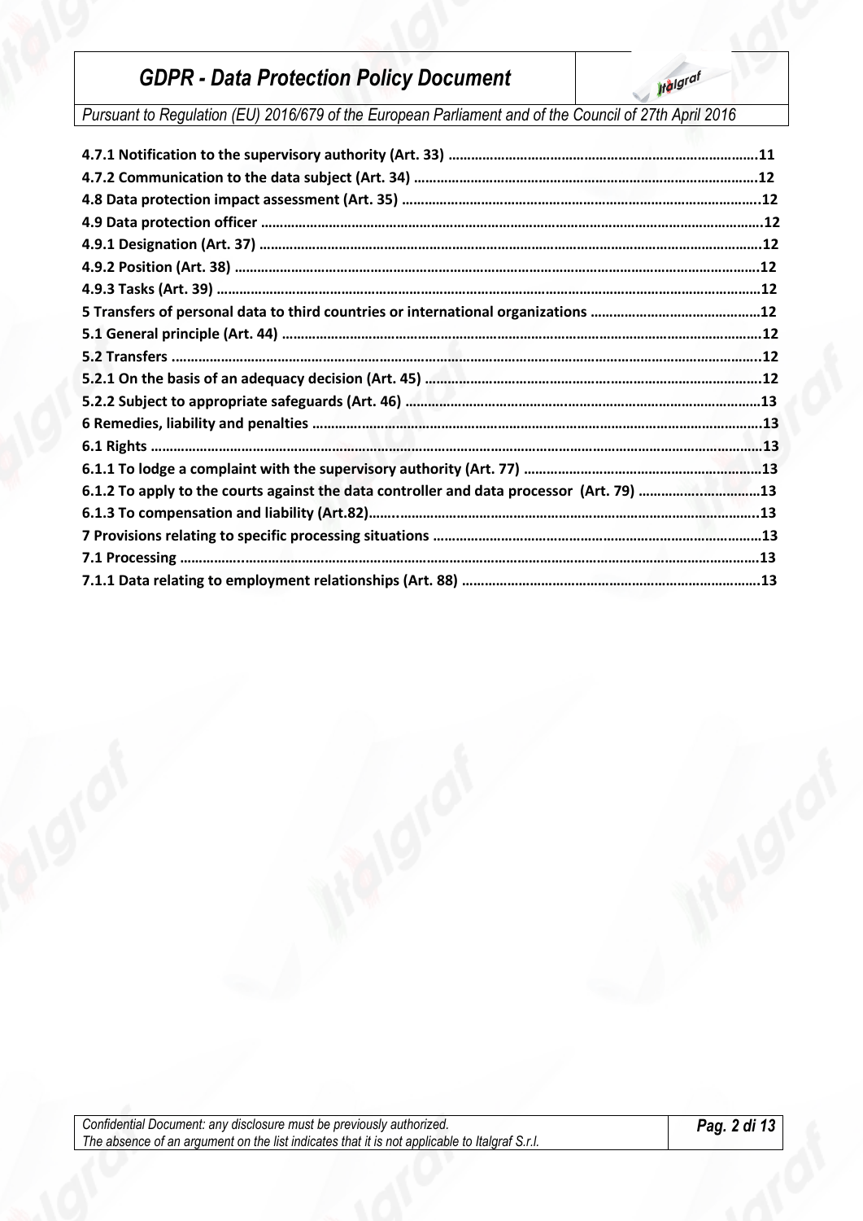**4.7.1 Notification to the supervisory authority (Art. 33) ........................................................................................11**
**4.7.2 Communication to the data subject (Art. 34) ..................................................................................12**
**4.8 Data protection impact assessment (Art. 35) ......................................................................................12**
**4.9 Data protection officer .......................................................................................................................12**
**4.9.1 Designation (Art. 37) .......................................................................................................................12**
**4.9.2 Position (Art. 38) ............................................................................................................................12**
**4.9.3 Tasks (Art. 39) ................................................................................................................................12**
**5 Transfers of personal data to third countries or international organizations .............................................12**
**5.1 General principle (Art. 44) ..................................................................................................................12**
**5.2 Transfers .............................................................................................................................................12**
**5.2.1 On the basis of an adequacy decision (Art. 45) .................................................................................12**
**5.2.2 Subject to appropriate safeguards (Art. 46) ......................................................................................13**
**6 Remedies, liability and penalties ...........................................................................................................13**
**6.1 Rights .................................................................................................................................................13**
**6.1.1 To lodge a complaint with the supervisory authority (Art. 77) ............................................................13**
**6.1.2 To apply to the courts against the data controller and data processor (Art. 79) ..................................13**
**6.1.3 To compensation and liability (Art.82).................................................................................................13**
**7 Provisions relating to specific processing situations ..............................................................................13**
**7.1 Processing ..........................................................................................................................................13**
**7.1.1 Data relating to employment relationships (Art. 88) ..........................................................................13**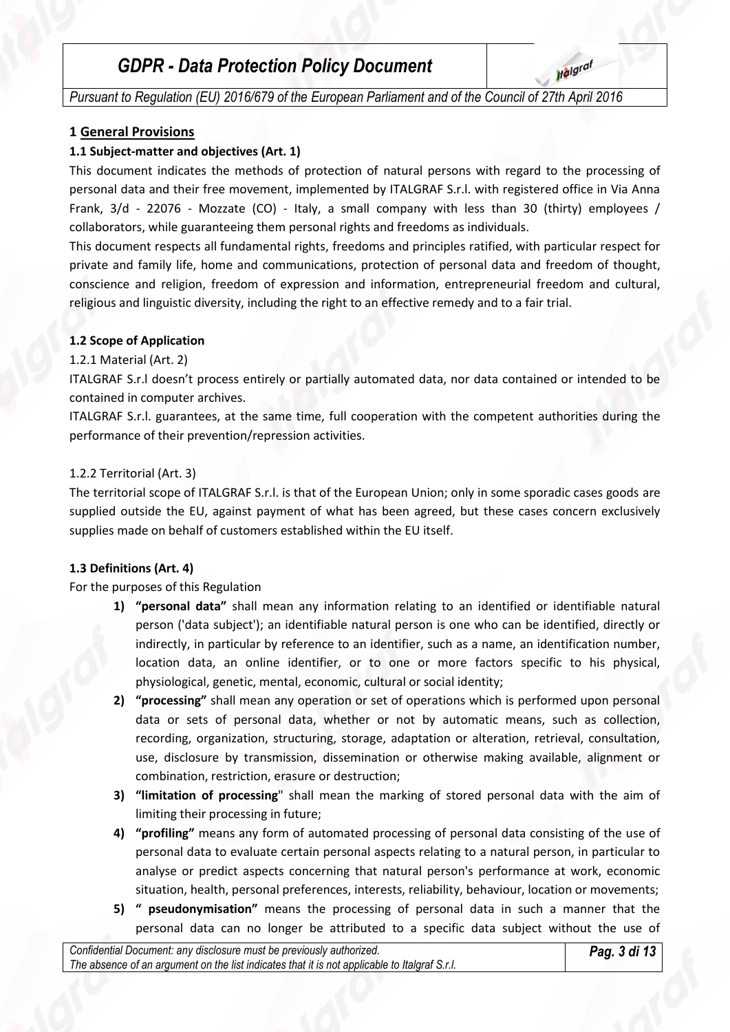## 1 General Provisions

### 1.1 Subject-matter and objectives (Art. 1)

This document indicates the methods of protection of natural persons with regard to the processing of personal data and their free movement, implemented by ITALGRAF S.r.l. with registered office in Via Anna Frank, 3/d - 22076 - Mozzate (CO) - Italy, a small company with less than 30 (thirty) employees / collaborators, while guaranteeing them personal rights and freedoms as individuals.

This document respects all fundamental rights, freedoms and principles ratified, with particular respect for private and family life, home and communications, protection of personal data and freedom of thought, conscience and religion, freedom of expression and information, entrepreneurial freedom and cultural, religious and linguistic diversity, including the right to an effective remedy and to a fair trial.

### 1.2 Scope of Application

1.2.1 Material (Art. 2)

ITALGRAF S.r.l doesn't process entirely or partially automated data, nor data contained or intended to be contained in computer archives.

ITALGRAF S.r.l. guarantees, at the same time, full cooperation with the competent authorities during the performance of their prevention/repression activities.

1.2.2 Territorial (Art. 3)

The territorial scope of ITALGRAF S.r.l. is that of the European Union; only in some sporadic cases goods are supplied outside the EU, against payment of what has been agreed, but these cases concern exclusively supplies made on behalf of customers established within the EU itself.

### 1.3 Definitions (Art. 4)

For the purposes of this Regulation

1) **"personal data"** shall mean any information relating to an identified or identifiable natural person ('data subject'); an identifiable natural person is one who can be identified, directly or indirectly, in particular by reference to an identifier, such as a name, an identification number, location data, an online identifier, or to one or more factors specific to his physical, physiological, genetic, mental, economic, cultural or social identity;
2) **"processing"** shall mean any operation or set of operations which is performed upon personal data or sets of personal data, whether or not by automatic means, such as collection, recording, organization, structuring, storage, adaptation or alteration, retrieval, consultation, use, disclosure by transmission, dissemination or otherwise making available, alignment or combination, restriction, erasure or destruction;
3) **"limitation of processing"** shall mean the marking of stored personal data with the aim of limiting their processing in future;
4) **"profiling"** means any form of automated processing of personal data consisting of the use of personal data to evaluate certain personal aspects relating to a natural person, in particular to analyse or predict aspects concerning that natural person's performance at work, economic situation, health, personal preferences, interests, reliability, behaviour, location or movements;
5) **" pseudonymisation"** means the processing of personal data in such a manner that the personal data can no longer be attributed to a specific data subject without the use of

*Confidential Document: any disclosure must be previously authorized.*
*The absence of an argument on the list indicates that it is not applicable to Italgraf S.r.l.*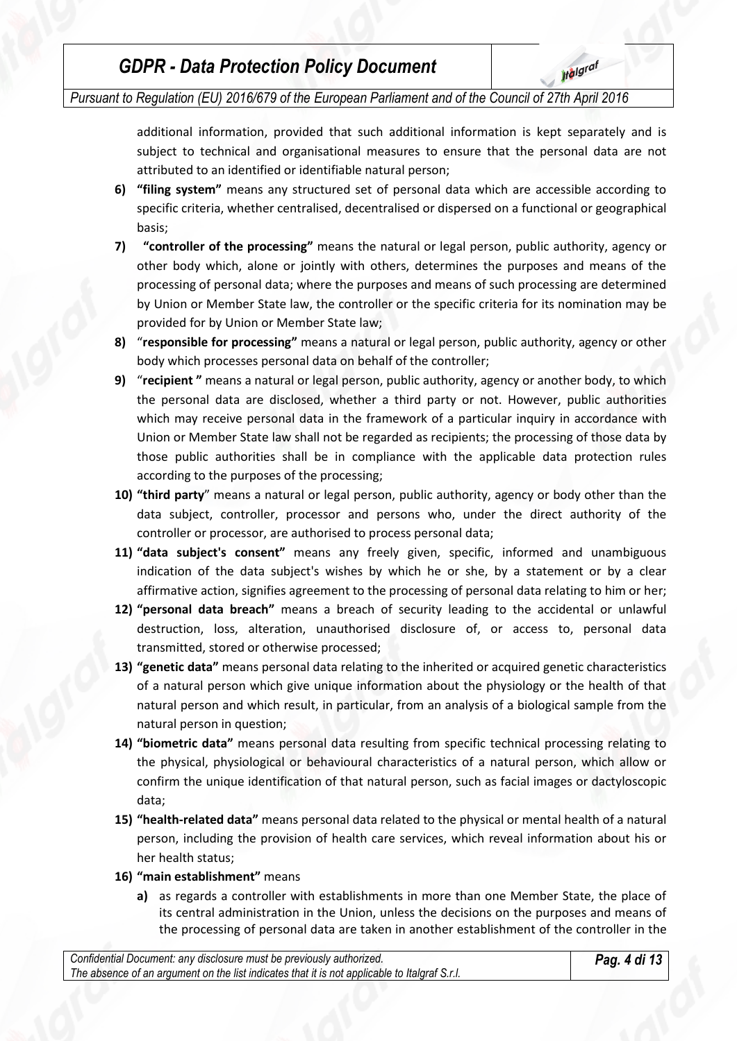additional information, provided that such additional information is kept separately and is subject to technical and organisational measures to ensure that the personal data are not attributed to an identified or identifiable natural person;

6) **"filing system"** means any structured set of personal data which are accessible according to specific criteria, whether centralised, decentralised or dispersed on a functional or geographical basis;
7) **"controller of the processing"** means the natural or legal person, public authority, agency or other body which, alone or jointly with others, determines the purposes and means of the processing of personal data; where the purposes and means of such processing are determined by Union or Member State law, the controller or the specific criteria for its nomination may be provided for by Union or Member State law;
8) "**responsible for processing"** means a natural or legal person, public authority, agency or other body which processes personal data on behalf of the controller;
9) "**recipient "** means a natural or legal person, public authority, agency or another body, to which the personal data are disclosed, whether a third party or not. However, public authorities which may receive personal data in the framework of a particular inquiry in accordance with Union or Member State law shall not be regarded as recipients; the processing of those data by those public authorities shall be in compliance with the applicable data protection rules according to the purposes of the processing;
10) **"third party**" means a natural or legal person, public authority, agency or body other than the data subject, controller, processor and persons who, under the direct authority of the controller or processor, are authorised to process personal data;
11) **"data subject's consent"** means any freely given, specific, informed and unambiguous indication of the data subject's wishes by which he or she, by a statement or by a clear affirmative action, signifies agreement to the processing of personal data relating to him or her;
12) **"personal data breach"** means a breach of security leading to the accidental or unlawful destruction, loss, alteration, unauthorised disclosure of, or access to, personal data transmitted, stored or otherwise processed;
13) **"genetic data"** means personal data relating to the inherited or acquired genetic characteristics of a natural person which give unique information about the physiology or the health of that natural person and which result, in particular, from an analysis of a biological sample from the natural person in question;
14) **"biometric data"** means personal data resulting from specific technical processing relating to the physical, physiological or behavioural characteristics of a natural person, which allow or confirm the unique identification of that natural person, such as facial images or dactyloscopic data;
15) **"health-related data"** means personal data related to the physical or mental health of a natural person, including the provision of health care services, which reveal information about his or her health status;
16) **"main establishment"** means
    a) as regards a controller with establishments in more than one Member State, the place of its central administration in the Union, unless the decisions on the purposes and means of the processing of personal data are taken in another establishment of the controller in the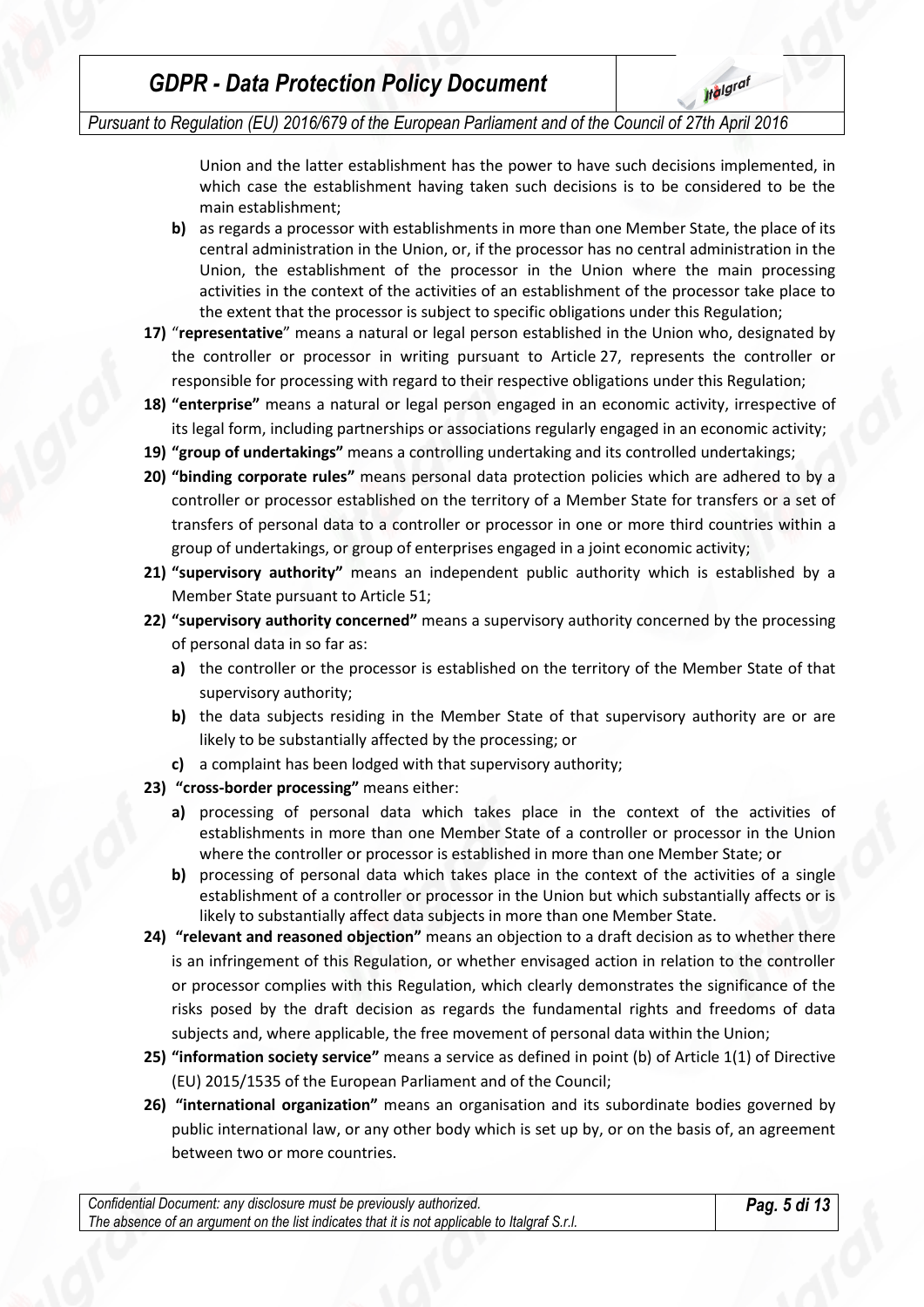Union and the latter establishment has the power to have such decisions implemented, in which case the establishment having taken such decisions is to be considered to be the main establishment;

   **b)** as regards a processor with establishments in more than one Member State, the place of its central administration in the Union, or, if the processor has no central administration in the Union, the establishment of the processor in the Union where the main processing activities in the context of the activities of an establishment of the processor take place to the extent that the processor is subject to specific obligations under this Regulation;

**17)** "**representative**" means a natural or legal person established in the Union who, designated by the controller or processor in writing pursuant to Article 27, represents the controller or responsible for processing with regard to their respective obligations under this Regulation;

**18) "enterprise"** means a natural or legal person engaged in an economic activity, irrespective of its legal form, including partnerships or associations regularly engaged in an economic activity;

**19) "group of undertakings"** means a controlling undertaking and its controlled undertakings;

**20) "binding corporate rules"** means personal data protection policies which are adhered to by a controller or processor established on the territory of a Member State for transfers or a set of transfers of personal data to a controller or processor in one or more third countries within a group of undertakings, or group of enterprises engaged in a joint economic activity;

**21) "supervisory authority"** means an independent public authority which is established by a Member State pursuant to Article 51;

**22) "supervisory authority concerned"** means a supervisory authority concerned by the processing of personal data in so far as:

   **a)** the controller or the processor is established on the territory of the Member State of that supervisory authority;

   **b)** the data subjects residing in the Member State of that supervisory authority are or are likely to be substantially affected by the processing; or

   **c)** a complaint has been lodged with that supervisory authority;

**23) "cross-border processing"** means either:

   **a)** processing of personal data which takes place in the context of the activities of establishments in more than one Member State of a controller or processor in the Union where the controller or processor is established in more than one Member State; or

   **b)** processing of personal data which takes place in the context of the activities of a single establishment of a controller or processor in the Union but which substantially affects or is likely to substantially affect data subjects in more than one Member State.

**24) "relevant and reasoned objection"** means an objection to a draft decision as to whether there is an infringement of this Regulation, or whether envisaged action in relation to the controller or processor complies with this Regulation, which clearly demonstrates the significance of the risks posed by the draft decision as regards the fundamental rights and freedoms of data subjects and, where applicable, the free movement of personal data within the Union;

**25) "information society service"** means a service as defined in point (b) of Article 1(1) of Directive (EU) 2015/1535 of the European Parliament and of the Council;

**26) "international organization"** means an organisation and its subordinate bodies governed by public international law, or any other body which is set up by, or on the basis of, an agreement between two or more countries.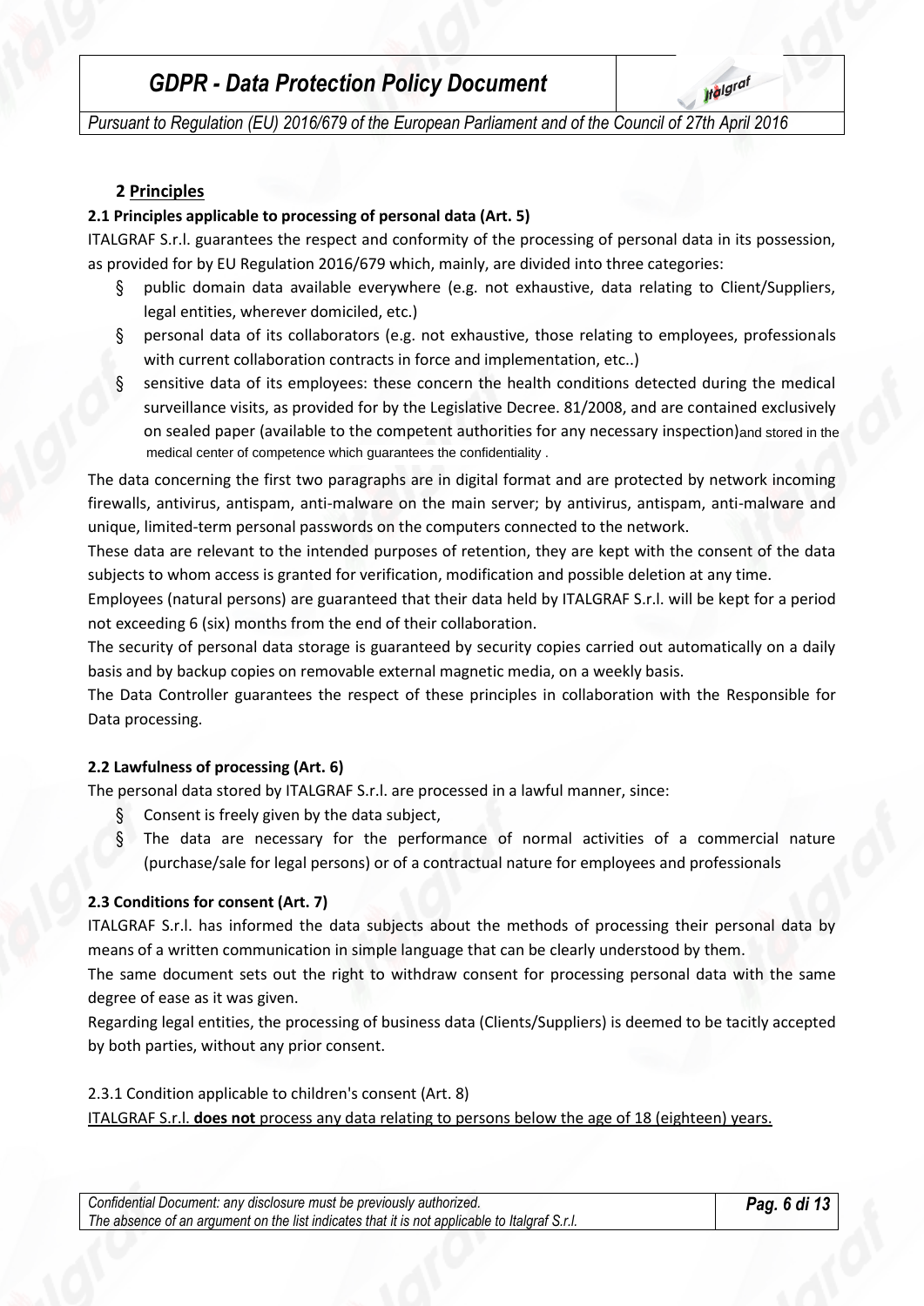## 2 Principles

### 2.1 Principles applicable to processing of personal data (Art. 5)

ITALGRAF S.r.l. guarantees the respect and conformity of the processing of personal data in its possession, as provided for by EU Regulation 2016/679 which, mainly, are divided into three categories:

- public domain data available everywhere (e.g. not exhaustive, data relating to Client/Suppliers, legal entities, wherever domiciled, etc.)
- personal data of its collaborators (e.g. not exhaustive, those relating to employees, professionals with current collaboration contracts in force and implementation, etc..)
- sensitive data of its employees: these concern the health conditions detected during the medical surveillance visits, as provided for by the Legislative Decree. 81/2008, and are contained exclusively on sealed paper (available to the competent authorities for any necessary inspection)and stored in the medical center of competence which guarantees the confidentiality .

The data concerning the first two paragraphs are in digital format and are protected by network incoming firewalls, antivirus, antispam, anti-malware on the main server; by antivirus, antispam, anti-malware and unique, limited-term personal passwords on the computers connected to the network.

These data are relevant to the intended purposes of retention, they are kept with the consent of the data subjects to whom access is granted for verification, modification and possible deletion at any time.

Employees (natural persons) are guaranteed that their data held by ITALGRAF S.r.l. will be kept for a period not exceeding 6 (six) months from the end of their collaboration.

The security of personal data storage is guaranteed by security copies carried out automatically on a daily basis and by backup copies on removable external magnetic media, on a weekly basis.

The Data Controller guarantees the respect of these principles in collaboration with the Responsible for Data processing.

### 2.2 Lawfulness of processing (Art. 6)

The personal data stored by ITALGRAF S.r.l. are processed in a lawful manner, since:

- Consent is freely given by the data subject,
- The data are necessary for the performance of normal activities of a commercial nature (purchase/sale for legal persons) or of a contractual nature for employees and professionals

### 2.3 Conditions for consent (Art. 7)

ITALGRAF S.r.l. has informed the data subjects about the methods of processing their personal data by means of a written communication in simple language that can be clearly understood by them.

The same document sets out the right to withdraw consent for processing personal data with the same degree of ease as it was given.

Regarding legal entities, the processing of business data (Clients/Suppliers) is deemed to be tacitly accepted by both parties, without any prior consent.

2.3.1 Condition applicable to children's consent (Art. 8)

ITALGRAF S.r.l. **does not** process any data relating to persons below the age of 18 (eighteen) years.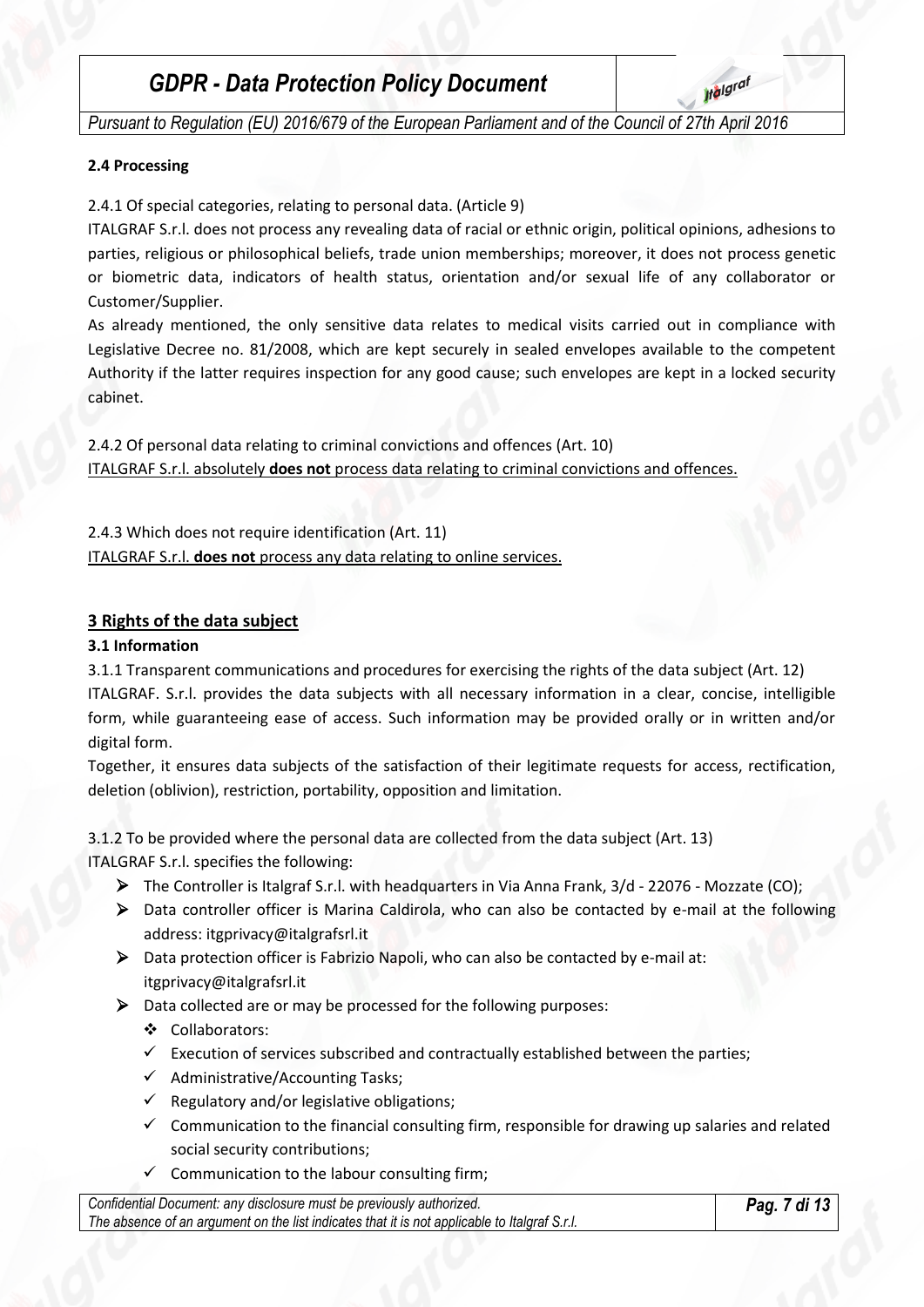**2.4 Processing**

2.4.1 Of special categories, relating to personal data. (Article 9)

ITALGRAF S.r.l. does not process any revealing data of racial or ethnic origin, political opinions, adhesions to parties, religious or philosophical beliefs, trade union memberships; moreover, it does not process genetic or biometric data, indicators of health status, orientation and/or sexual life of any collaborator or Customer/Supplier.

As already mentioned, the only sensitive data relates to medical visits carried out in compliance with Legislative Decree no. 81/2008, which are kept securely in sealed envelopes available to the competent Authority if the latter requires inspection for any good cause; such envelopes are kept in a locked security cabinet.

2.4.2 Of personal data relating to criminal convictions and offences (Art. 10)

<u>ITALGRAF S.r.l. absolutely **does not** process data relating to criminal convictions and offences.</u>

2.4.3 Which does not require identification (Art. 11)

<u>ITALGRAF S.r.l. **does not** process any data relating to online services.</u>

## 3 Rights of the data subject

**3.1 Information**

3.1.1 Transparent communications and procedures for exercising the rights of the data subject (Art. 12)

ITALGRAF. S.r.l. provides the data subjects with all necessary information in a clear, concise, intelligible form, while guaranteeing ease of access. Such information may be provided orally or in written and/or digital form.

Together, it ensures data subjects of the satisfaction of their legitimate requests for access, rectification, deletion (oblivion), restriction, portability, opposition and limitation.

3.1.2 To be provided where the personal data are collected from the data subject (Art. 13)

ITALGRAF S.r.l. specifies the following:

- The Controller is Italgraf S.r.l. with headquarters in Via Anna Frank, 3/d - 22076 - Mozzate (CO);
- Data controller officer is Marina Caldirola, who can also be contacted by e-mail at the following address: itgprivacy@italgrafsrl.it
- Data protection officer is Fabrizio Napoli, who can also be contacted by e-mail at: itgprivacy@italgrafsrl.it
- Data collected are or may be processed for the following purposes:
  - Collaborators:
  - ✓ Execution of services subscribed and contractually established between the parties;
  - ✓ Administrative/Accounting Tasks;
  - ✓ Regulatory and/or legislative obligations;
  - ✓ Communication to the financial consulting firm, responsible for drawing up salaries and related social security contributions;
  - ✓ Communication to the labour consulting firm;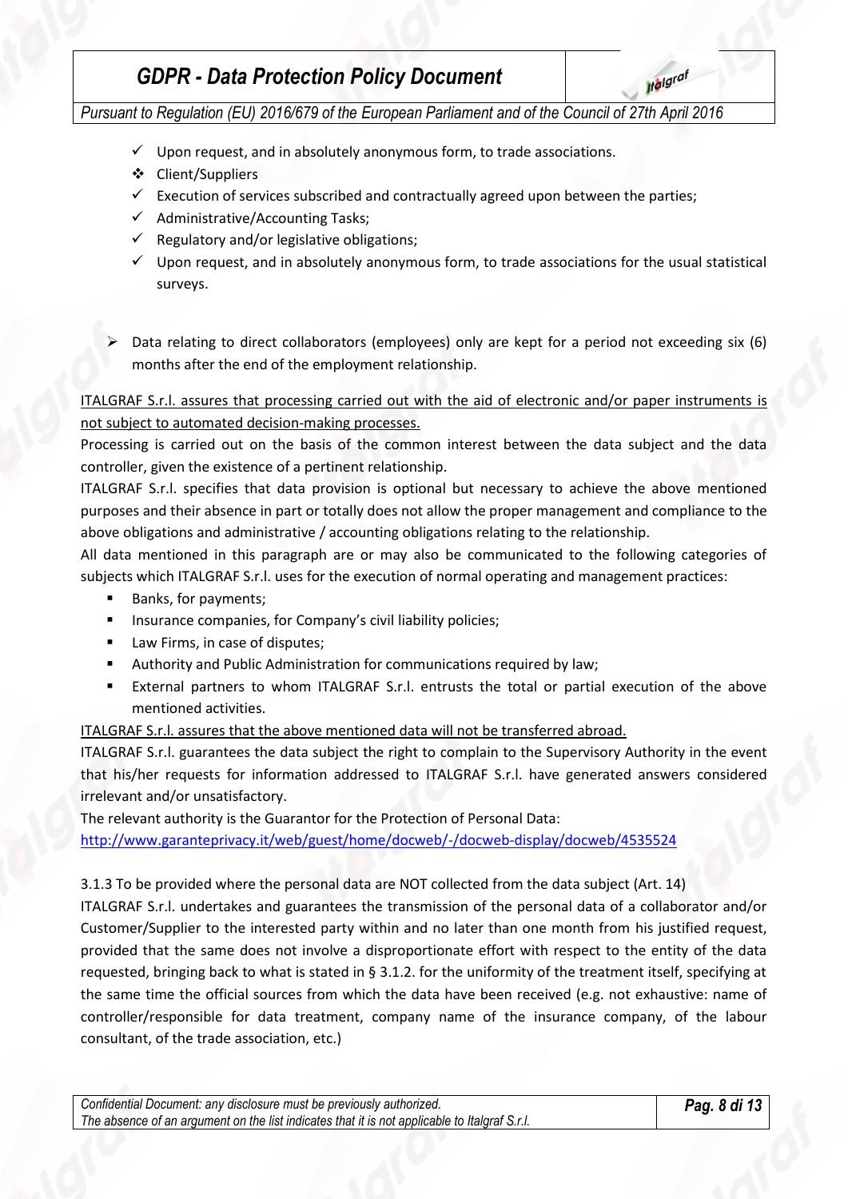- Upon request, and in absolutely anonymous form, to trade associations.
- Client/Suppliers
  - Execution of services subscribed and contractually agreed upon between the parties;
  - Administrative/Accounting Tasks;
  - Regulatory and/or legislative obligations;
  - Upon request, and in absolutely anonymous form, to trade associations for the usual statistical surveys.

- Data relating to direct collaborators (employees) only are kept for a period not exceeding six (6) months after the end of the employment relationship.

<u>ITALGRAF S.r.l. assures that processing carried out with the aid of electronic and/or paper instruments is not subject to automated decision-making processes.</u>

Processing is carried out on the basis of the common interest between the data subject and the data controller, given the existence of a pertinent relationship.

ITALGRAF S.r.l. specifies that data provision is optional but necessary to achieve the above mentioned purposes and their absence in part or totally does not allow the proper management and compliance to the above obligations and administrative / accounting obligations relating to the relationship.

All data mentioned in this paragraph are or may also be communicated to the following categories of subjects which ITALGRAF S.r.l. uses for the execution of normal operating and management practices:

- Banks, for payments;
- Insurance companies, for Company's civil liability policies;
- Law Firms, in case of disputes;
- Authority and Public Administration for communications required by law;
- External partners to whom ITALGRAF S.r.l. entrusts the total or partial execution of the above mentioned activities.

<u>ITALGRAF S.r.l. assures that the above mentioned data will not be transferred abroad.</u>

ITALGRAF S.r.l. guarantees the data subject the right to complain to the Supervisory Authority in the event that his/her requests for information addressed to ITALGRAF S.r.l. have generated answers considered irrelevant and/or unsatisfactory.

The relevant authority is the Guarantor for the Protection of Personal Data:

http://www.garanteprivacy.it/web/guest/home/docweb/-/docweb-display/docweb/4535524

3.1.3 To be provided where the personal data are NOT collected from the data subject (Art. 14)

ITALGRAF S.r.l. undertakes and guarantees the transmission of the personal data of a collaborator and/or Customer/Supplier to the interested party within and no later than one month from his justified request, provided that the same does not involve a disproportionate effort with respect to the entity of the data requested, bringing back to what is stated in § 3.1.2. for the uniformity of the treatment itself, specifying at the same time the official sources from which the data have been received (e.g. not exhaustive: name of controller/responsible for data treatment, company name of the insurance company, of the labour consultant, of the trade association, etc.)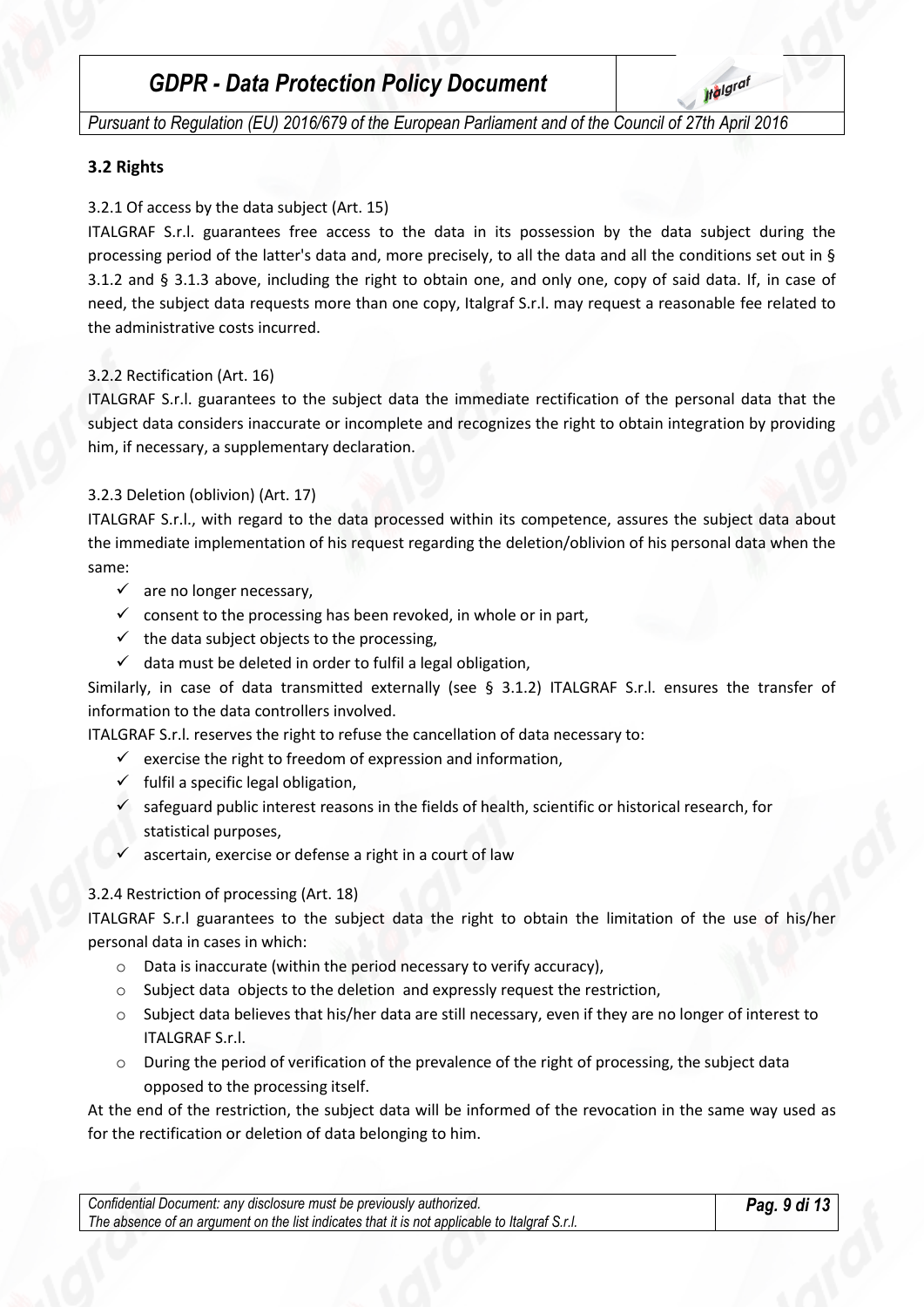### 3.2 Rights

3.2.1 Of access by the data subject (Art. 15)

ITALGRAF S.r.l. guarantees free access to the data in its possession by the data subject during the processing period of the latter's data and, more precisely, to all the data and all the conditions set out in § 3.1.2 and § 3.1.3 above, including the right to obtain one, and only one, copy of said data. If, in case of need, the subject data requests more than one copy, Italgraf S.r.l. may request a reasonable fee related to the administrative costs incurred.

3.2.2 Rectification (Art. 16)

ITALGRAF S.r.l. guarantees to the subject data the immediate rectification of the personal data that the subject data considers inaccurate or incomplete and recognizes the right to obtain integration by providing him, if necessary, a supplementary declaration.

3.2.3 Deletion (oblivion) (Art. 17)

ITALGRAF S.r.l., with regard to the data processed within its competence, assures the subject data about the immediate implementation of his request regarding the deletion/oblivion of his personal data when the same:

- ✓ are no longer necessary,
- ✓ consent to the processing has been revoked, in whole or in part,
- ✓ the data subject objects to the processing,
- ✓ data must be deleted in order to fulfil a legal obligation,

Similarly, in case of data transmitted externally (see § 3.1.2) ITALGRAF S.r.l. ensures the transfer of information to the data controllers involved.

ITALGRAF S.r.l. reserves the right to refuse the cancellation of data necessary to:

- ✓ exercise the right to freedom of expression and information,
- ✓ fulfil a specific legal obligation,
- ✓ safeguard public interest reasons in the fields of health, scientific or historical research, for statistical purposes,
- ✓ ascertain, exercise or defense a right in a court of law

3.2.4 Restriction of processing (Art. 18)

ITALGRAF S.r.l guarantees to the subject data the right to obtain the limitation of the use of his/her personal data in cases in which:

- o Data is inaccurate (within the period necessary to verify accuracy),
- o Subject data objects to the deletion and expressly request the restriction,
- o Subject data believes that his/her data are still necessary, even if they are no longer of interest to ITALGRAF S.r.l.
- o During the period of verification of the prevalence of the right of processing, the subject data opposed to the processing itself.

At the end of the restriction, the subject data will be informed of the revocation in the same way used as for the rectification or deletion of data belonging to him.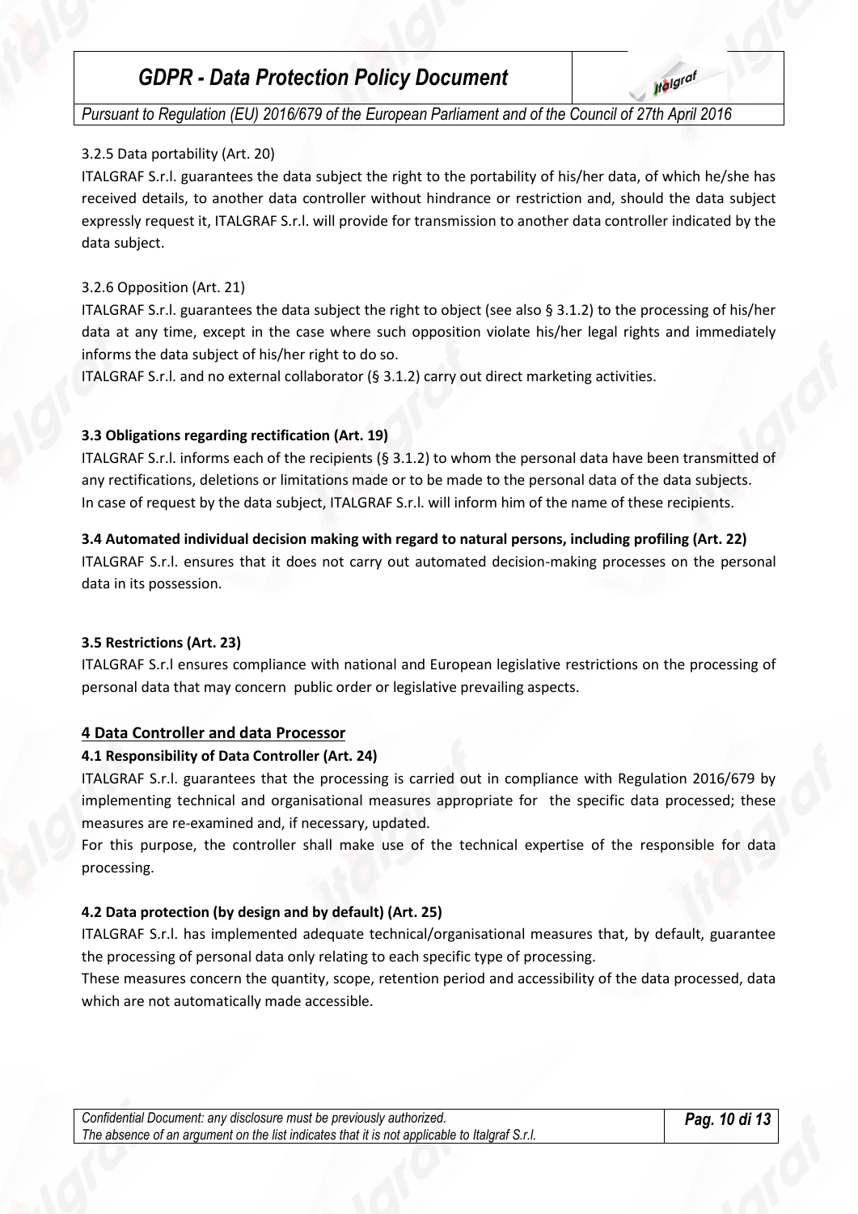3.2.5 Data portability (Art. 20)

ITALGRAF S.r.l. guarantees the data subject the right to the portability of his/her data, of which he/she has received details, to another data controller without hindrance or restriction and, should the data subject expressly request it, ITALGRAF S.r.l. will provide for transmission to another data controller indicated by the data subject.

3.2.6 Opposition (Art. 21)

ITALGRAF S.r.l. guarantees the data subject the right to object (see also § 3.1.2) to the processing of his/her data at any time, except in the case where such opposition violate his/her legal rights and immediately informs the data subject of his/her right to do so.

ITALGRAF S.r.l. and no external collaborator (§ 3.1.2) carry out direct marketing activities.

**3.3 Obligations regarding rectification (Art. 19)**

ITALGRAF S.r.l. informs each of the recipients (§ 3.1.2) to whom the personal data have been transmitted of any rectifications, deletions or limitations made or to be made to the personal data of the data subjects.
In case of request by the data subject, ITALGRAF S.r.l. will inform him of the name of these recipients.

**3.4 Automated individual decision making with regard to natural persons, including profiling (Art. 22)**

ITALGRAF S.r.l. ensures that it does not carry out automated decision-making processes on the personal data in its possession.

**3.5 Restrictions (Art. 23)**

ITALGRAF S.r.l ensures compliance with national and European legislative restrictions on the processing of personal data that may concern public order or legislative prevailing aspects.

## 4 Data Controller and data Processor

**4.1 Responsibility of Data Controller (Art. 24)**

ITALGRAF S.r.l. guarantees that the processing is carried out in compliance with Regulation 2016/679 by implementing technical and organisational measures appropriate for the specific data processed; these measures are re-examined and, if necessary, updated.
For this purpose, the controller shall make use of the technical expertise of the responsible for data processing.

**4.2 Data protection (by design and by default) (Art. 25)**

ITALGRAF S.r.l. has implemented adequate technical/organisational measures that, by default, guarantee the processing of personal data only relating to each specific type of processing.
These measures concern the quantity, scope, retention period and accessibility of the data processed, data which are not automatically made accessible.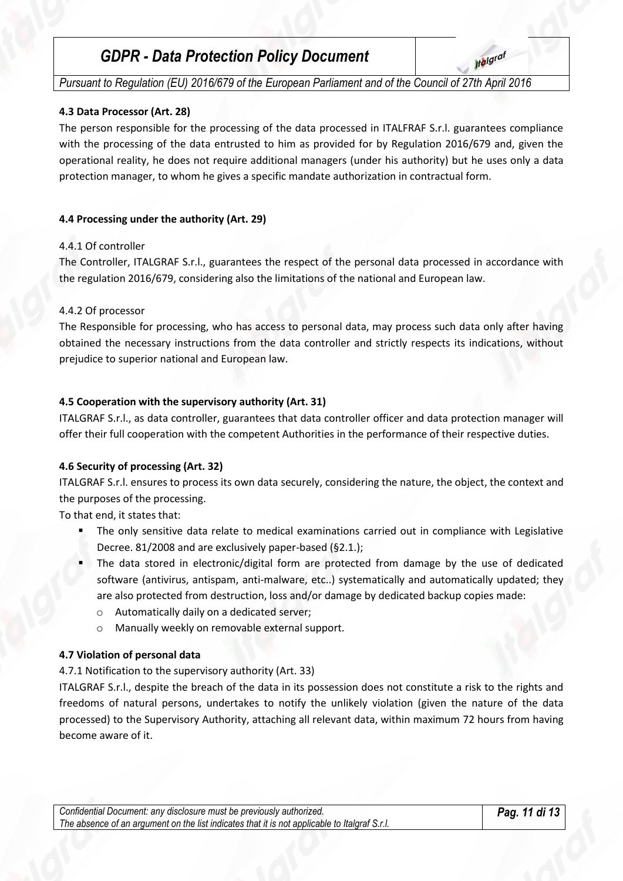#### 4.3 Data Processor (Art. 28)

The person responsible for the processing of the data processed in ITALFRAF S.r.l. guarantees compliance with the processing of the data entrusted to him as provided for by Regulation 2016/679 and, given the operational reality, he does not require additional managers (under his authority) but he uses only a data protection manager, to whom he gives a specific mandate authorization in contractual form.

#### 4.4 Processing under the authority (Art. 29)

4.4.1 Of controller

The Controller, ITALGRAF S.r.l., guarantees the respect of the personal data processed in accordance with the regulation 2016/679, considering also the limitations of the national and European law.

4.4.2 Of processor

The Responsible for processing, who has access to personal data, may process such data only after having obtained the necessary instructions from the data controller and strictly respects its indications, without prejudice to superior national and European law.

#### 4.5 Cooperation with the supervisory authority (Art. 31)

ITALGRAF S.r.l., as data controller, guarantees that data controller officer and data protection manager will offer their full cooperation with the competent Authorities in the performance of their respective duties.

#### 4.6 Security of processing (Art. 32)

ITALGRAF S.r.l. ensures to process its own data securely, considering the nature, the object, the context and the purposes of the processing.

To that end, it states that:

- The only sensitive data relate to medical examinations carried out in compliance with Legislative Decree. 81/2008 and are exclusively paper-based (§2.1.);
- The data stored in electronic/digital form are protected from damage by the use of dedicated software (antivirus, antispam, anti-malware, etc..) systematically and automatically updated; they are also protected from destruction, loss and/or damage by dedicated backup copies made:
    - Automatically daily on a dedicated server;
    - Manually weekly on removable external support.

#### 4.7 Violation of personal data

4.7.1 Notification to the supervisory authority (Art. 33)

ITALGRAF S.r.l., despite the breach of the data in its possession does not constitute a risk to the rights and freedoms of natural persons, undertakes to notify the unlikely violation (given the nature of the data processed) to the Supervisory Authority, attaching all relevant data, within maximum 72 hours from having become aware of it.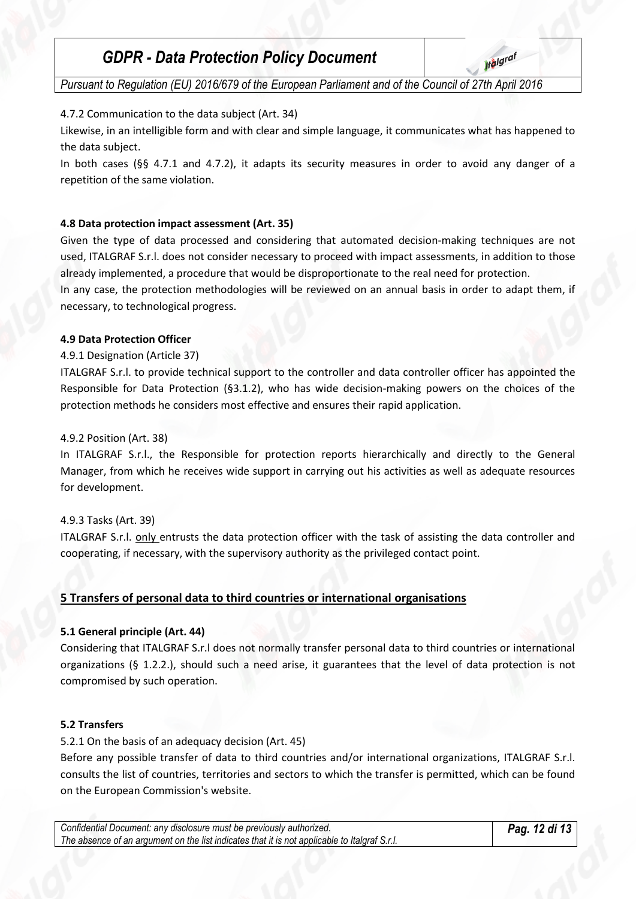4.7.2 Communication to the data subject (Art. 34)

Likewise, in an intelligible form and with clear and simple language, it communicates what has happened to the data subject.

In both cases (§§ 4.7.1 and 4.7.2), it adapts its security measures in order to avoid any danger of a repetition of the same violation.

**4.8 Data protection impact assessment (Art. 35)**

Given the type of data processed and considering that automated decision-making techniques are not used, ITALGRAF S.r.l. does not consider necessary to proceed with impact assessments, in addition to those already implemented, a procedure that would be disproportionate to the real need for protection.

In any case, the protection methodologies will be reviewed on an annual basis in order to adapt them, if necessary, to technological progress.

**4.9 Data Protection Officer**

4.9.1 Designation (Article 37)

ITALGRAF S.r.l. to provide technical support to the controller and data controller officer has appointed the Responsible for Data Protection (§3.1.2), who has wide decision-making powers on the choices of the protection methods he considers most effective and ensures their rapid application.

4.9.2 Position (Art. 38)

In ITALGRAF S.r.l., the Responsible for protection reports hierarchically and directly to the General Manager, from which he receives wide support in carrying out his activities as well as adequate resources for development.

4.9.3 Tasks (Art. 39)

ITALGRAF S.r.l. only entrusts the data protection officer with the task of assisting the data controller and cooperating, if necessary, with the supervisory authority as the privileged contact point.

## 5 Transfers of personal data to third countries or international organisations

**5.1 General principle (Art. 44)**

Considering that ITALGRAF S.r.l does not normally transfer personal data to third countries or international organizations (§ 1.2.2.), should such a need arise, it guarantees that the level of data protection is not compromised by such operation.

**5.2 Transfers**

5.2.1 On the basis of an adequacy decision (Art. 45)

Before any possible transfer of data to third countries and/or international organizations, ITALGRAF S.r.l. consults the list of countries, territories and sectors to which the transfer is permitted, which can be found on the European Commission's website.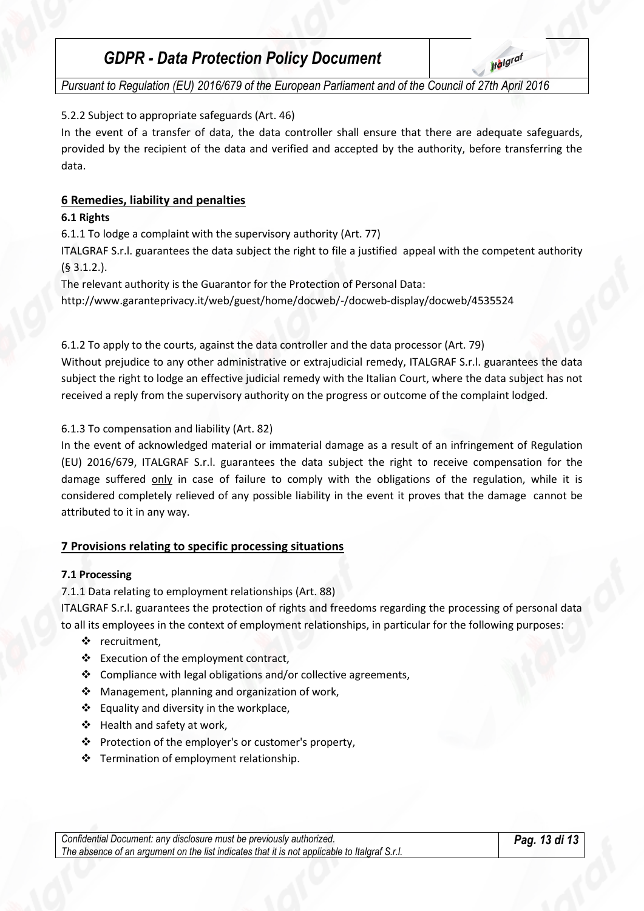5.2.2 Subject to appropriate safeguards (Art. 46)

In the event of a transfer of data, the data controller shall ensure that there are adequate safeguards, provided by the recipient of the data and verified and accepted by the authority, before transferring the data.

## 6 Remedies, liability and penalties

### 6.1 Rights

6.1.1 To lodge a complaint with the supervisory authority (Art. 77)

ITALGRAF S.r.l. guarantees the data subject the right to file a justified appeal with the competent authority (§ 3.1.2.).

The relevant authority is the Guarantor for the Protection of Personal Data:

http://www.garanteprivacy.it/web/guest/home/docweb/-/docweb-display/docweb/4535524

6.1.2 To apply to the courts, against the data controller and the data processor (Art. 79)

Without prejudice to any other administrative or extrajudicial remedy, ITALGRAF S.r.l. guarantees the data subject the right to lodge an effective judicial remedy with the Italian Court, where the data subject has not received a reply from the supervisory authority on the progress or outcome of the complaint lodged.

6.1.3 To compensation and liability (Art. 82)

In the event of acknowledged material or immaterial damage as a result of an infringement of Regulation (EU) 2016/679, ITALGRAF S.r.l. guarantees the data subject the right to receive compensation for the damage suffered only in case of failure to comply with the obligations of the regulation, while it is considered completely relieved of any possible liability in the event it proves that the damage cannot be attributed to it in any way.

## 7 Provisions relating to specific processing situations

### 7.1 Processing

7.1.1 Data relating to employment relationships (Art. 88)

ITALGRAF S.r.l. guarantees the protection of rights and freedoms regarding the processing of personal data to all its employees in the context of employment relationships, in particular for the following purposes:

- recruitment,
- Execution of the employment contract,
- Compliance with legal obligations and/or collective agreements,
- Management, planning and organization of work,
- Equality and diversity in the workplace,
- Health and safety at work,
- Protection of the employer's or customer's property,
- Termination of employment relationship.

*Confidential Document: any disclosure must be previously authorized.*
*The absence of an argument on the list indicates that it is not applicable to Italgraf S.r.l.*